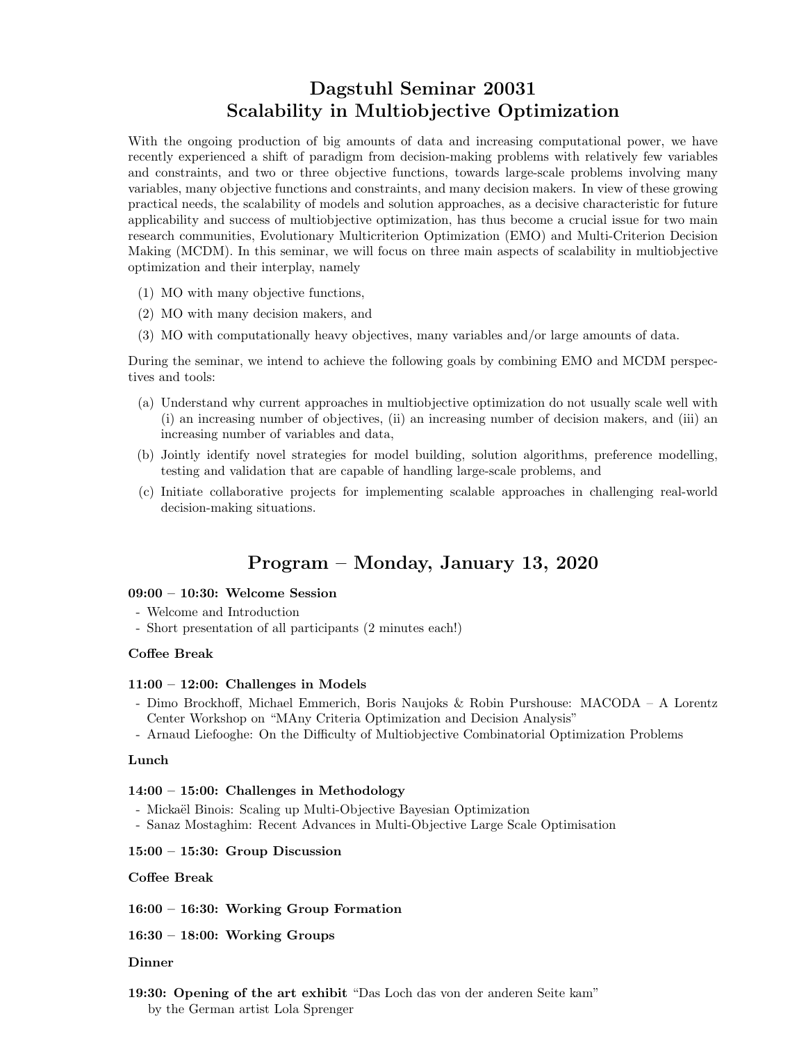# Dagstuhl Seminar 20031
# Scalability in Multiobjective Optimization

With the ongoing production of big amounts of data and increasing computational power, we have recently experienced a shift of paradigm from decision-making problems with relatively few variables and constraints, and two or three objective functions, towards large-scale problems involving many variables, many objective functions and constraints, and many decision makers. In view of these growing practical needs, the scalability of models and solution approaches, as a decisive characteristic for future applicability and success of multiobjective optimization, has thus become a crucial issue for two main research communities, Evolutionary Multicriterion Optimization (EMO) and Multi-Criterion Decision Making (MCDM). In this seminar, we will focus on three main aspects of scalability in multiobjective optimization and their interplay, namely

(1) MO with many objective functions,

(2) MO with many decision makers, and

(3) MO with computationally heavy objectives, many variables and/or large amounts of data.

During the seminar, we intend to achieve the following goals by combining EMO and MCDM perspectives and tools:

(a) Understand why current approaches in multiobjective optimization do not usually scale well with (i) an increasing number of objectives, (ii) an increasing number of decision makers, and (iii) an increasing number of variables and data,

(b) Jointly identify novel strategies for model building, solution algorithms, preference modelling, testing and validation that are capable of handling large-scale problems, and

(c) Initiate collaborative projects for implementing scalable approaches in challenging real-world decision-making situations.

## Program – Monday, January 13, 2020

**09:00 – 10:30: Welcome Session**

- Welcome and Introduction
- Short presentation of all participants (2 minutes each!)

**Coffee Break**

**11:00 – 12:00: Challenges in Models**

- Dimo Brockhoff, Michael Emmerich, Boris Naujoks & Robin Purshouse: MACODA – A Lorentz Center Workshop on "MAny Criteria Optimization and Decision Analysis"
- Arnaud Liefooghe: On the Difficulty of Multiobjective Combinatorial Optimization Problems

**Lunch**

**14:00 – 15:00: Challenges in Methodology**

- Mickaël Binois: Scaling up Multi-Objective Bayesian Optimization
- Sanaz Mostaghim: Recent Advances in Multi-Objective Large Scale Optimisation

**15:00 – 15:30: Group Discussion**

**Coffee Break**

**16:00 – 16:30: Working Group Formation**

**16:30 – 18:00: Working Groups**

**Dinner**

**19:30: Opening of the art exhibit** "Das Loch das von der anderen Seite kam" by the German artist Lola Sprenger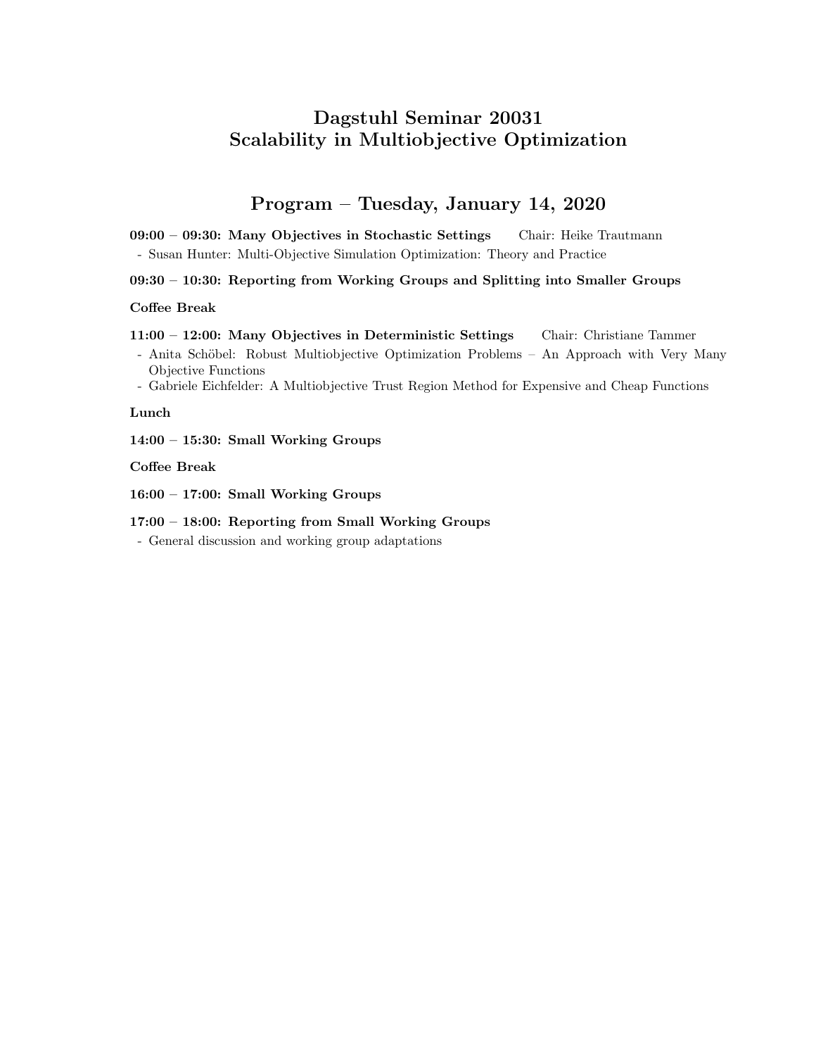# Dagstuhl Seminar 20031
# Scalability in Multiobjective Optimization

## Program – Tuesday, January 14, 2020

**09:00 – 09:30: Many Objectives in Stochastic Settings** Chair: Heike Trautmann

- Susan Hunter: Multi-Objective Simulation Optimization: Theory and Practice

**09:30 – 10:30: Reporting from Working Groups and Splitting into Smaller Groups**

**Coffee Break**

**11:00 – 12:00: Many Objectives in Deterministic Settings** Chair: Christiane Tammer

- Anita Schöbel: Robust Multiobjective Optimization Problems – An Approach with Very Many Objective Functions
- Gabriele Eichfelder: A Multiobjective Trust Region Method for Expensive and Cheap Functions

**Lunch**

**14:00 – 15:30: Small Working Groups**

**Coffee Break**

**16:00 – 17:00: Small Working Groups**

**17:00 – 18:00: Reporting from Small Working Groups**

- General discussion and working group adaptations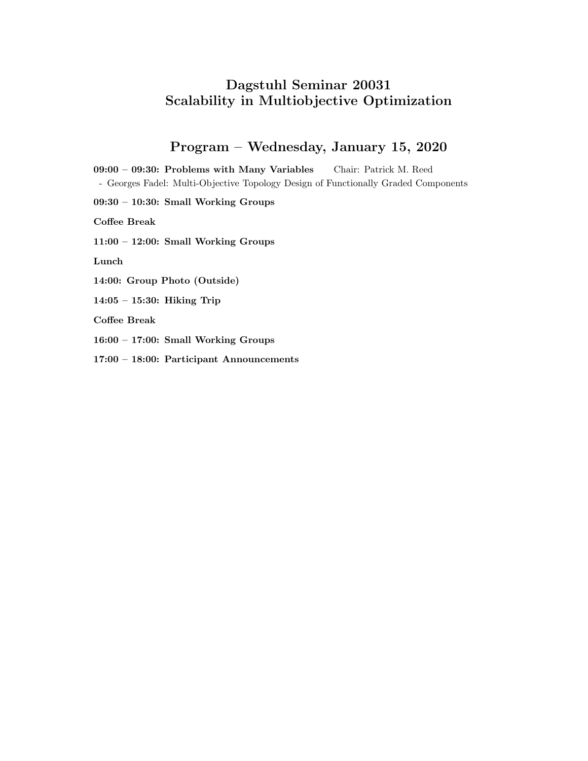# Dagstuhl Seminar 20031
# Scalability in Multiobjective Optimization

## Program – Wednesday, January 15, 2020

**09:00 – 09:30: Problems with Many Variables** Chair: Patrick M. Reed

- Georges Fadel: Multi-Objective Topology Design of Functionally Graded Components

**09:30 – 10:30: Small Working Groups**

**Coffee Break**

**11:00 – 12:00: Small Working Groups**

**Lunch**

**14:00: Group Photo (Outside)**

**14:05 – 15:30: Hiking Trip**

**Coffee Break**

**16:00 – 17:00: Small Working Groups**

**17:00 – 18:00: Participant Announcements**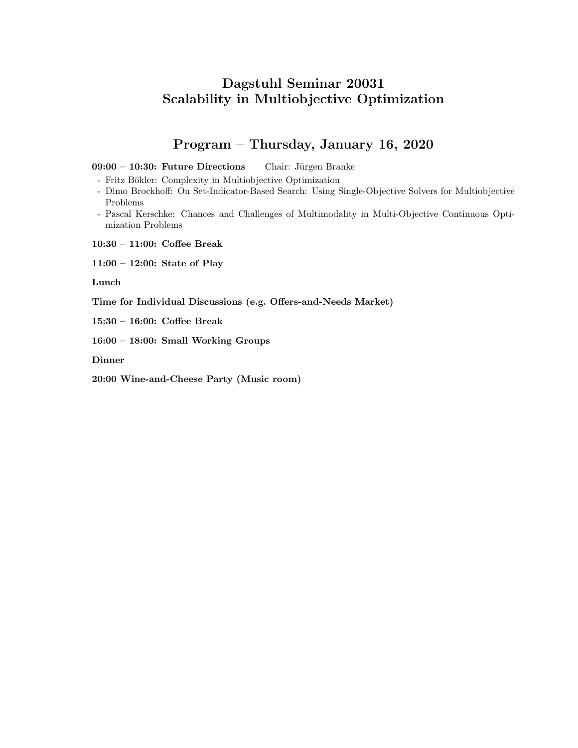# Dagstuhl Seminar 20031
# Scalability in Multiobjective Optimization

## Program – Thursday, January 16, 2020

**09:00 – 10:30: Future Directions** Chair: Jürgen Branke

- Fritz Bökler: Complexity in Multiobjective Optimization
- Dimo Brockhoff: On Set-Indicator-Based Search: Using Single-Objective Solvers for Multiobjective Problems
- Pascal Kerschke: Chances and Challenges of Multimodality in Multi-Objective Continuous Optimization Problems

**10:30 – 11:00: Coffee Break**

**11:00 – 12:00: State of Play**

**Lunch**

**Time for Individual Discussions (e.g. Offers-and-Needs Market)**

**15:30 – 16:00: Coffee Break**

**16:00 – 18:00: Small Working Groups**

**Dinner**

**20:00 Wine-and-Cheese Party (Music room)**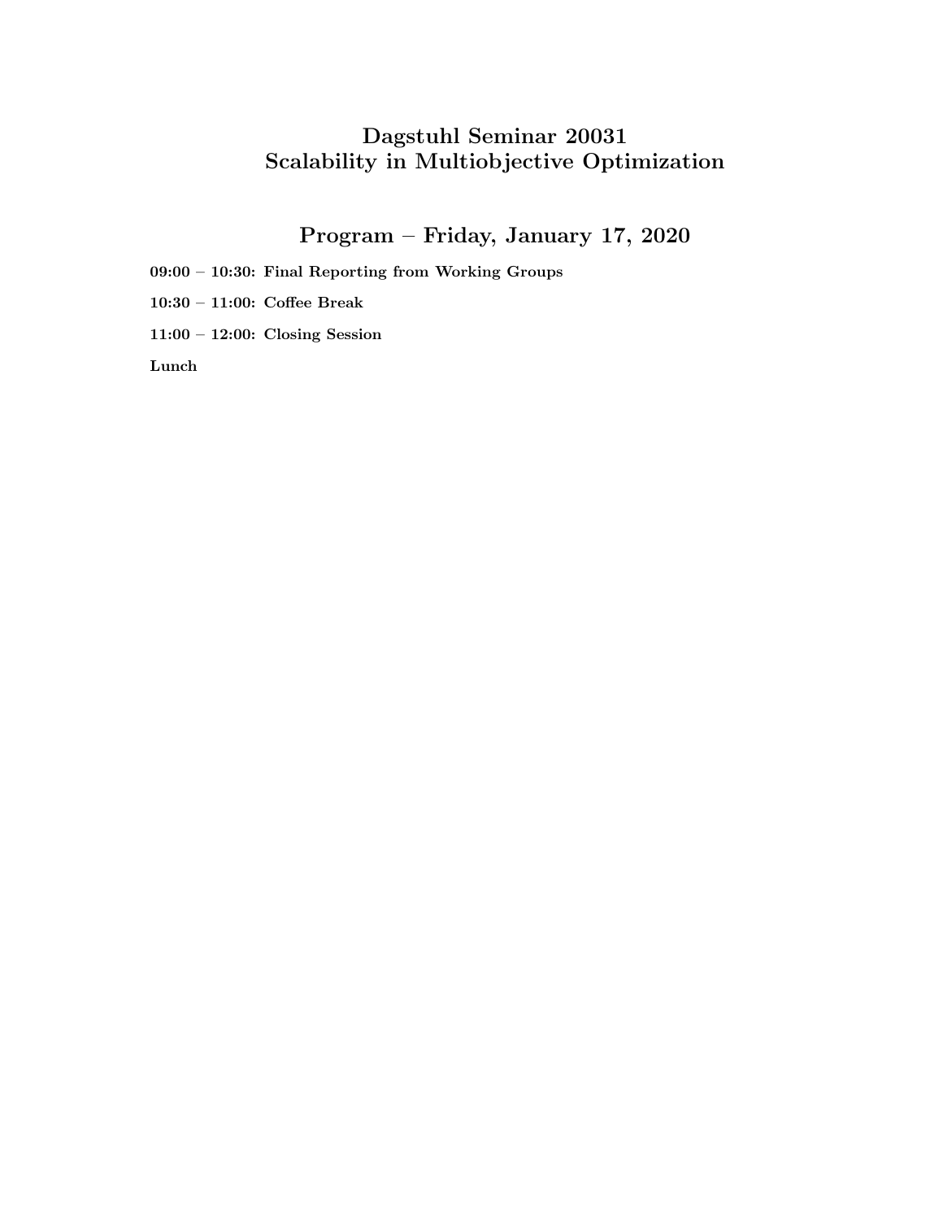# Dagstuhl Seminar 20031
# Scalability in Multiobjective Optimization

## Program – Friday, January 17, 2020

**09:00 – 10:30: Final Reporting from Working Groups**

**10:30 – 11:00: Coffee Break**

**11:00 – 12:00: Closing Session**

**Lunch**